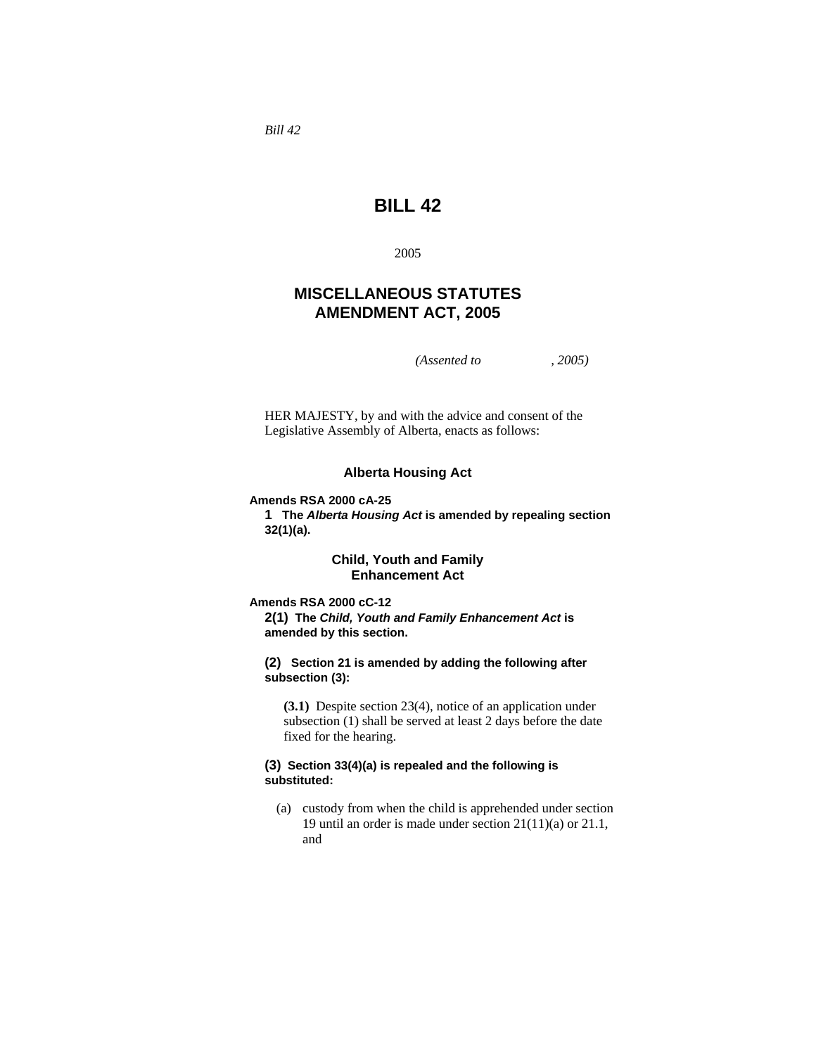*Bill 42*

# BILL 42

2005

## MISCELLANEOUS STATUTES AMENDMENT ACT, 2005

*(Assented to , 2005)*

HER MAJESTY, by and with the advice and consent of the Legislative Assembly of Alberta, enacts as follows:

### Alberta Housing Act

**Amends RSA 2000 cA-25**

**1 The *Alberta Housing Act* is amended by repealing section 32(1)(a).**

### Child, Youth and Family Enhancement Act

**Amends RSA 2000 cC-12**

**2(1) The *Child, Youth and Family Enhancement Act* is amended by this section.**

**(2) Section 21 is amended by adding the following after subsection (3):**

> **(3.1)** Despite section 23(4), notice of an application under subsection (1) shall be served at least 2 days before the date fixed for the hearing.

**(3) Section 33(4)(a) is repealed and the following is substituted:**

> (a) custody from when the child is apprehended under section 19 until an order is made under section 21(11)(a) or 21.1, and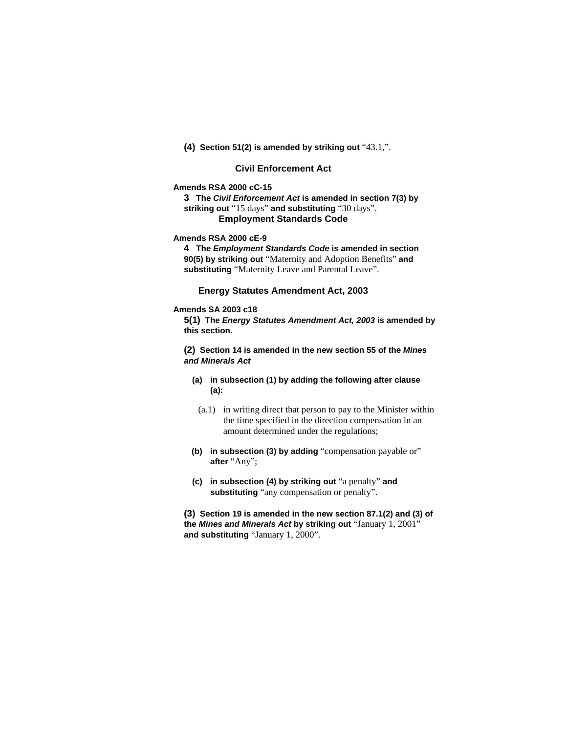**(4) Section 51(2) is amended by striking out** "43.1,".

## Civil Enforcement Act

**Amends RSA 2000 cC-15**

**3 The *Civil Enforcement Act* is amended in section 7(3) by striking out** "15 days" **and substituting** "30 days".

## Employment Standards Code

**Amends RSA 2000 cE-9**

**4 The *Employment Standards Code* is amended in section 90(5) by striking out** "Maternity and Adoption Benefits" **and substituting** "Maternity Leave and Parental Leave".

## Energy Statutes Amendment Act, 2003

**Amends SA 2003 c18**

**5(1) The *Energy Statutes Amendment Act, 2003* is amended by this section.**

**(2) Section 14 is amended in the new section 55 of the *Mines and Minerals Act***

**(a) in subsection (1) by adding the following after clause (a):**

(a.1) in writing direct that person to pay to the Minister within the time specified in the direction compensation in an amount determined under the regulations;

**(b) in subsection (3) by adding** "compensation payable or" **after** "Any";

**(c) in subsection (4) by striking out** "a penalty" **and substituting** "any compensation or penalty".

**(3) Section 19 is amended in the new section 87.1(2) and (3) of the *Mines and Minerals Act* by striking out** "January 1, 2001" **and substituting** "January 1, 2000".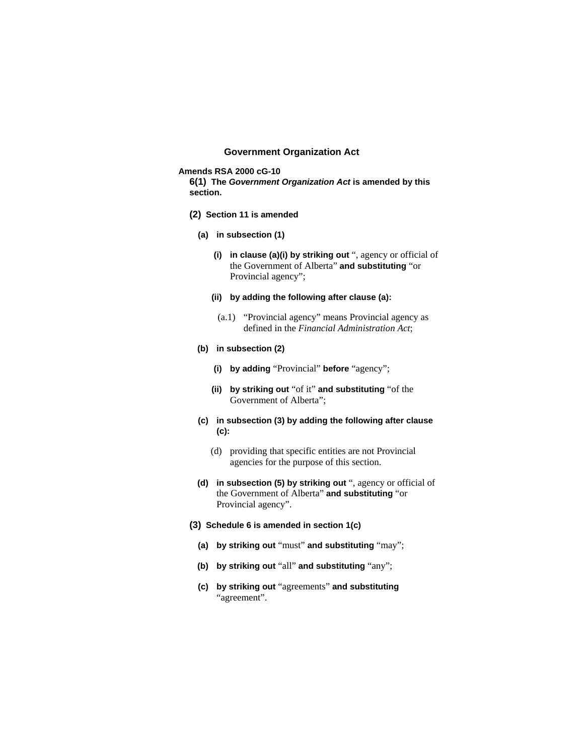## Government Organization Act

**Amends RSA 2000 cG-10**

**6(1)** **The *Government Organization Act* is amended by this section.**

**(2)** **Section 11 is amended**

**(a)** **in subsection (1)**

**(i)** **in clause (a)(i) by striking out** “, agency or official of the Government of Alberta” **and substituting** “or Provincial agency”;

**(ii)** **by adding the following after clause (a):**

(a.1) “Provincial agency” means Provincial agency as defined in the *Financial Administration Act*;

**(b)** **in subsection (2)**

**(i)** **by adding** “Provincial” **before** “agency”;

**(ii)** **by striking out** “of it” **and substituting** “of the Government of Alberta”;

**(c)** **in subsection (3) by adding the following after clause (c):**

(d) providing that specific entities are not Provincial agencies for the purpose of this section.

**(d)** **in subsection (5) by striking out** “, agency or official of the Government of Alberta” **and substituting** “or Provincial agency”.

**(3)** **Schedule 6 is amended in section 1(c)**

**(a)** **by striking out** “must” **and substituting** “may”;

**(b)** **by striking out** “all” **and substituting** “any”;

**(c)** **by striking out** “agreements” **and substituting** “agreement”.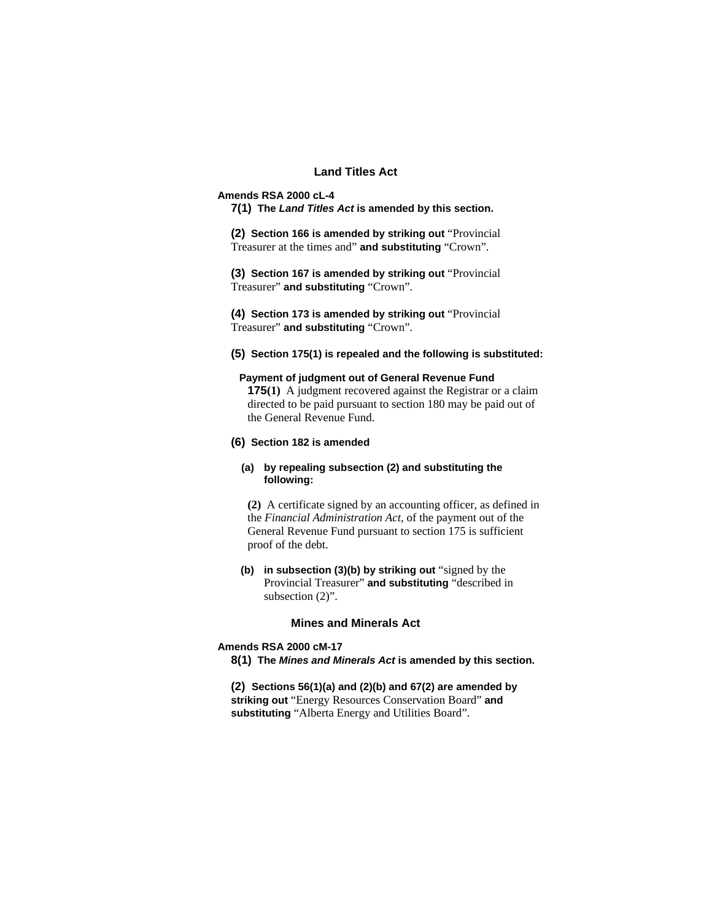## Land Titles Act

**Amends RSA 2000 cL-4**

**7(1) The *Land Titles Act* is amended by this section.**

**(2) Section 166 is amended by striking out** "Provincial Treasurer at the times and" **and substituting** "Crown".

**(3) Section 167 is amended by striking out** "Provincial Treasurer" **and substituting** "Crown".

**(4) Section 173 is amended by striking out** "Provincial Treasurer" **and substituting** "Crown".

**(5) Section 175(1) is repealed and the following is substituted:**

**Payment of judgment out of General Revenue Fund**

**175(1)** A judgment recovered against the Registrar or a claim directed to be paid pursuant to section 180 may be paid out of the General Revenue Fund.

**(6) Section 182 is amended**

**(a) by repealing subsection (2) and substituting the following:**

**(2)** A certificate signed by an accounting officer, as defined in the *Financial Administration Act*, of the payment out of the General Revenue Fund pursuant to section 175 is sufficient proof of the debt.

**(b) in subsection (3)(b) by striking out** "signed by the Provincial Treasurer" **and substituting** "described in subsection (2)".

## Mines and Minerals Act

**Amends RSA 2000 cM-17**

**8(1) The *Mines and Minerals Act* is amended by this section.**

**(2) Sections 56(1)(a) and (2)(b) and 67(2) are amended by striking out** "Energy Resources Conservation Board" **and substituting** "Alberta Energy and Utilities Board".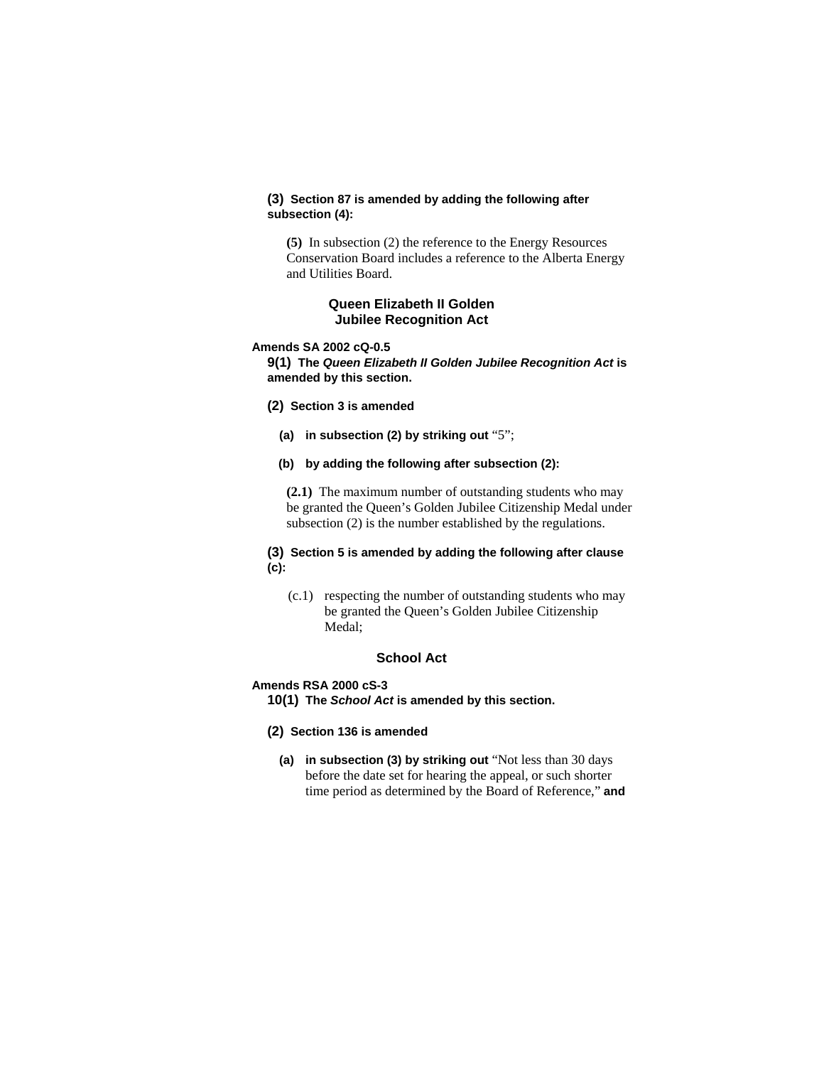**(3) Section 87 is amended by adding the following after subsection (4):**

> **(5)** In subsection (2) the reference to the Energy Resources Conservation Board includes a reference to the Alberta Energy and Utilities Board.

## Queen Elizabeth II Golden Jubilee Recognition Act

**Amends SA 2002 cQ-0.5**

**9(1) The *Queen Elizabeth II Golden Jubilee Recognition Act* is amended by this section.**

**(2) Section 3 is amended**

**(a) in subsection (2) by striking out** "5";

**(b) by adding the following after subsection (2):**

> **(2.1)** The maximum number of outstanding students who may be granted the Queen's Golden Jubilee Citizenship Medal under subsection (2) is the number established by the regulations.

**(3) Section 5 is amended by adding the following after clause (c):**

> (c.1) respecting the number of outstanding students who may be granted the Queen's Golden Jubilee Citizenship Medal;

## School Act

**Amends RSA 2000 cS-3**

**10(1) The *School Act* is amended by this section.**

**(2) Section 136 is amended**

**(a) in subsection (3) by striking out** "Not less than 30 days before the date set for hearing the appeal, or such shorter time period as determined by the Board of Reference," **and**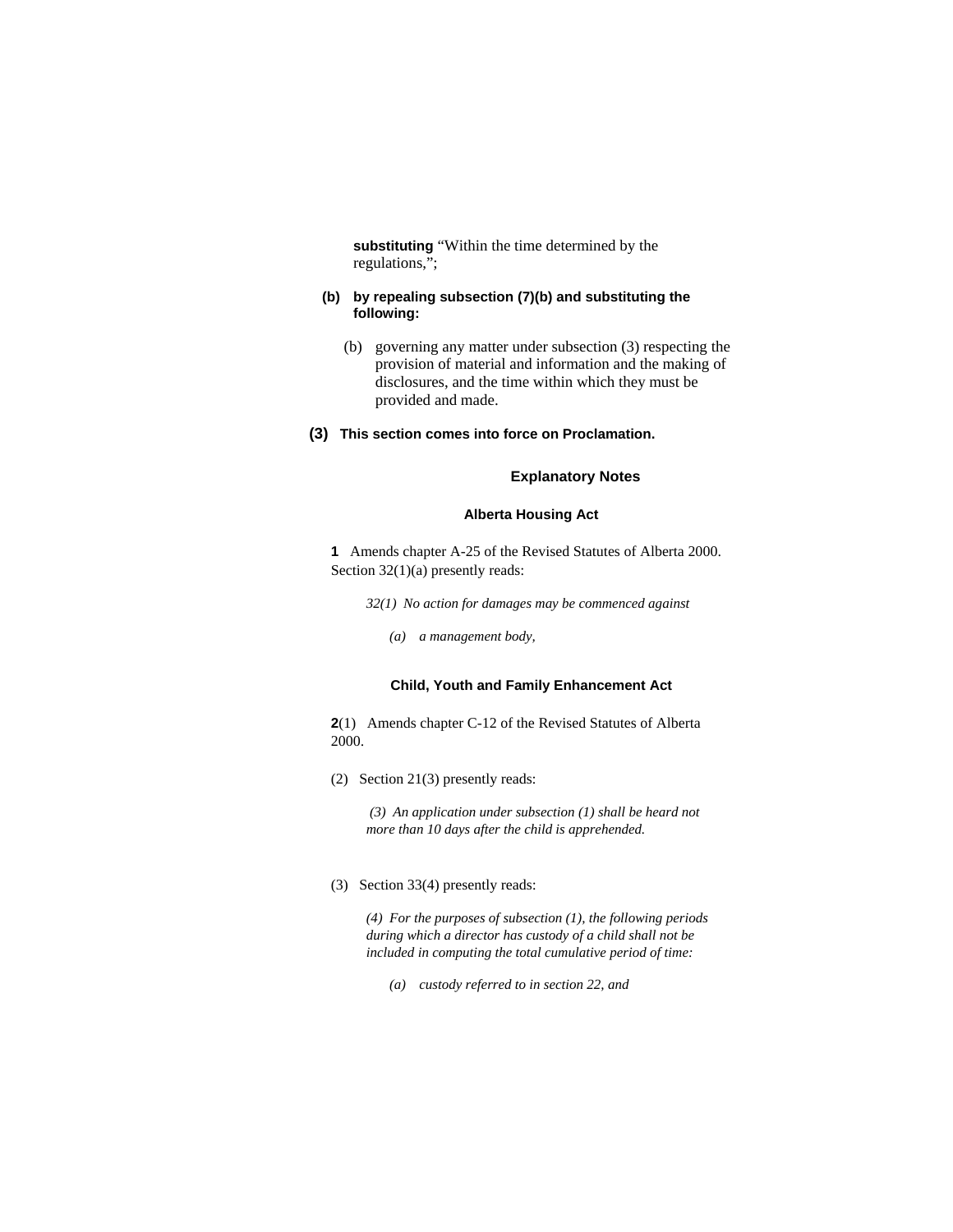**substituting** “Within the time determined by the regulations,”;

**(b) by repealing subsection (7)(b) and substituting the following:**

(b) governing any matter under subsection (3) respecting the provision of material and information and the making of disclosures, and the time within which they must be provided and made.

**(3) This section comes into force on Proclamation.**

### Explanatory Notes

#### Alberta Housing Act

**1** Amends chapter A-25 of the Revised Statutes of Alberta 2000. Section 32(1)(a) presently reads:

*32(1) No action for damages may be commenced against*

*(a) a management body,*

#### Child, Youth and Family Enhancement Act

**2**(1) Amends chapter C-12 of the Revised Statutes of Alberta 2000.

(2) Section 21(3) presently reads:

*(3) An application under subsection (1) shall be heard not more than 10 days after the child is apprehended.*

(3) Section 33(4) presently reads:

*(4) For the purposes of subsection (1), the following periods during which a director has custody of a child shall not be included in computing the total cumulative period of time:*

*(a) custody referred to in section 22, and*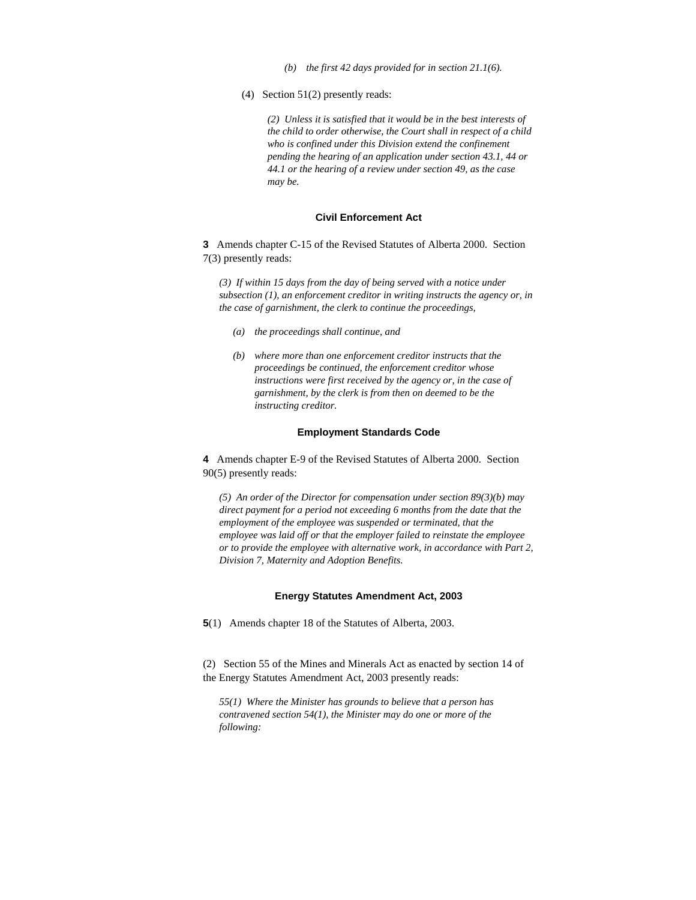*(b) the first 42 days provided for in section 21.1(6).*

(4) Section 51(2) presently reads:

*(2) Unless it is satisfied that it would be in the best interests of the child to order otherwise, the Court shall in respect of a child who is confined under this Division extend the confinement pending the hearing of an application under section 43.1, 44 or 44.1 or the hearing of a review under section 49, as the case may be.*

### Civil Enforcement Act

**3** Amends chapter C-15 of the Revised Statutes of Alberta 2000. Section 7(3) presently reads:

*(3) If within 15 days from the day of being served with a notice under subsection (1), an enforcement creditor in writing instructs the agency or, in the case of garnishment, the clerk to continue the proceedings,*

*(a) the proceedings shall continue, and*

*(b) where more than one enforcement creditor instructs that the proceedings be continued, the enforcement creditor whose instructions were first received by the agency or, in the case of garnishment, by the clerk is from then on deemed to be the instructing creditor.*

### Employment Standards Code

**4** Amends chapter E-9 of the Revised Statutes of Alberta 2000. Section 90(5) presently reads:

*(5) An order of the Director for compensation under section 89(3)(b) may direct payment for a period not exceeding 6 months from the date that the employment of the employee was suspended or terminated, that the employee was laid off or that the employer failed to reinstate the employee or to provide the employee with alternative work, in accordance with Part 2, Division 7, Maternity and Adoption Benefits.*

### Energy Statutes Amendment Act, 2003

**5**(1) Amends chapter 18 of the Statutes of Alberta, 2003.

(2) Section 55 of the Mines and Minerals Act as enacted by section 14 of the Energy Statutes Amendment Act, 2003 presently reads:

*55(1) Where the Minister has grounds to believe that a person has contravened section 54(1), the Minister may do one or more of the following:*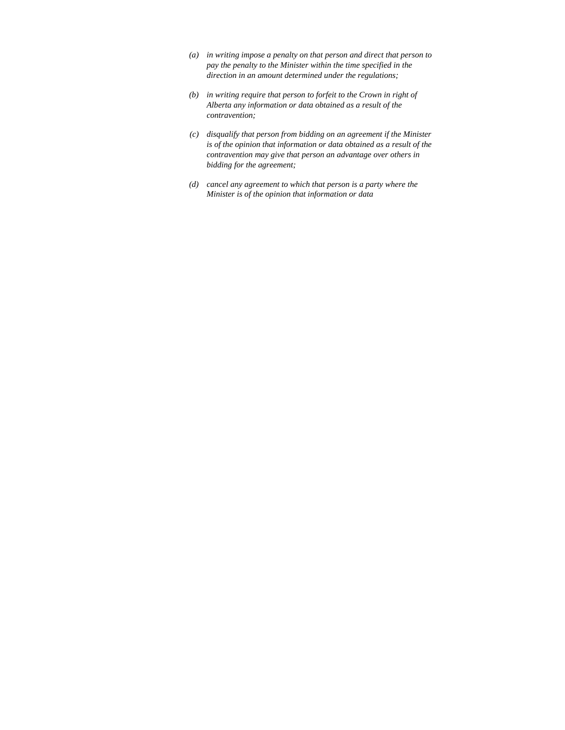*(a) in writing impose a penalty on that person and direct that person to pay the penalty to the Minister within the time specified in the direction in an amount determined under the regulations;*

*(b) in writing require that person to forfeit to the Crown in right of Alberta any information or data obtained as a result of the contravention;*

*(c) disqualify that person from bidding on an agreement if the Minister is of the opinion that information or data obtained as a result of the contravention may give that person an advantage over others in bidding for the agreement;*

*(d) cancel any agreement to which that person is a party where the Minister is of the opinion that information or data*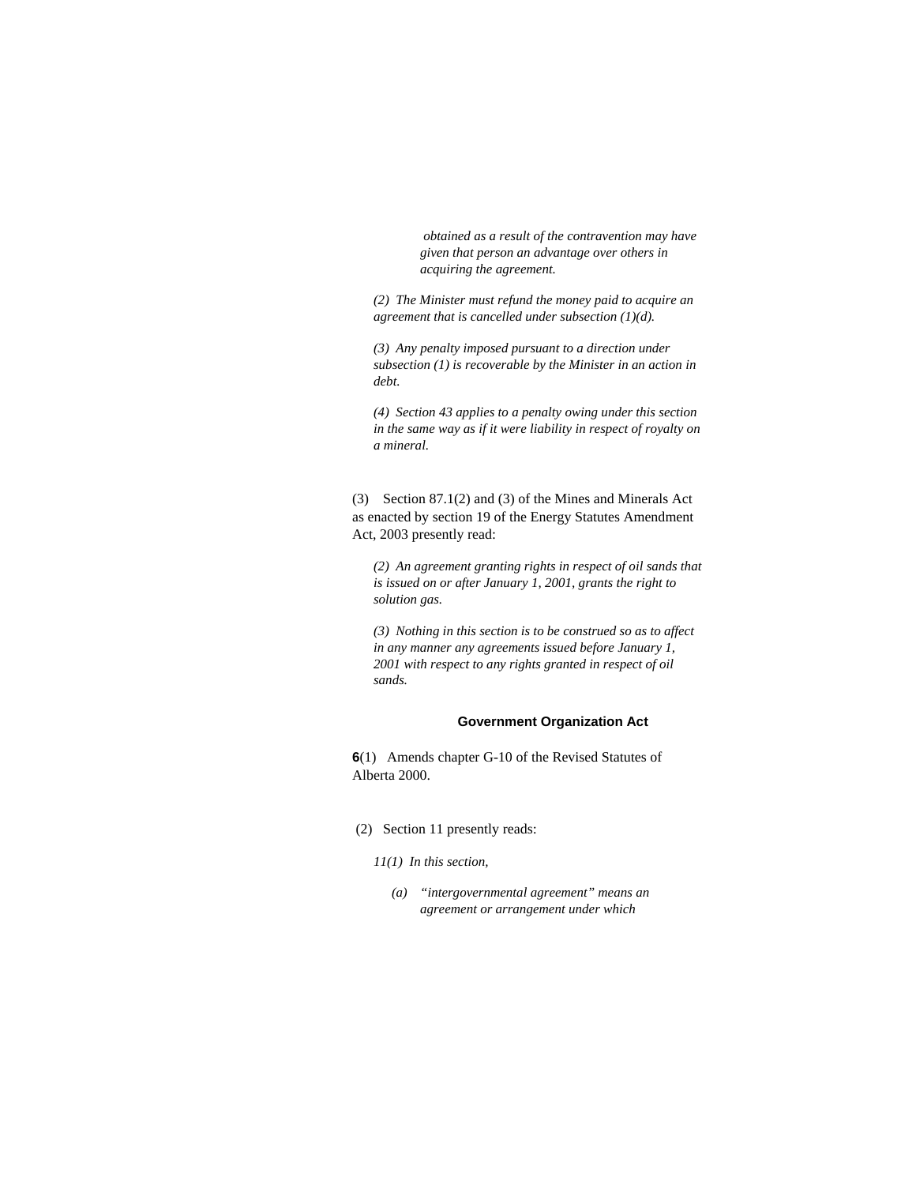*obtained as a result of the contravention may have given that person an advantage over others in acquiring the agreement.*

*(2) The Minister must refund the money paid to acquire an agreement that is cancelled under subsection (1)(d).*

*(3) Any penalty imposed pursuant to a direction under subsection (1) is recoverable by the Minister in an action in debt.*

*(4) Section 43 applies to a penalty owing under this section in the same way as if it were liability in respect of royalty on a mineral.*

(3) Section 87.1(2) and (3) of the Mines and Minerals Act as enacted by section 19 of the Energy Statutes Amendment Act, 2003 presently read:

*(2) An agreement granting rights in respect of oil sands that is issued on or after January 1, 2001, grants the right to solution gas.*

*(3) Nothing in this section is to be construed so as to affect in any manner any agreements issued before January 1, 2001 with respect to any rights granted in respect of oil sands.*

### Government Organization Act

**6**(1) Amends chapter G-10 of the Revised Statutes of Alberta 2000.

(2) Section 11 presently reads:

*11(1) In this section,*

*(a) "intergovernmental agreement" means an agreement or arrangement under which*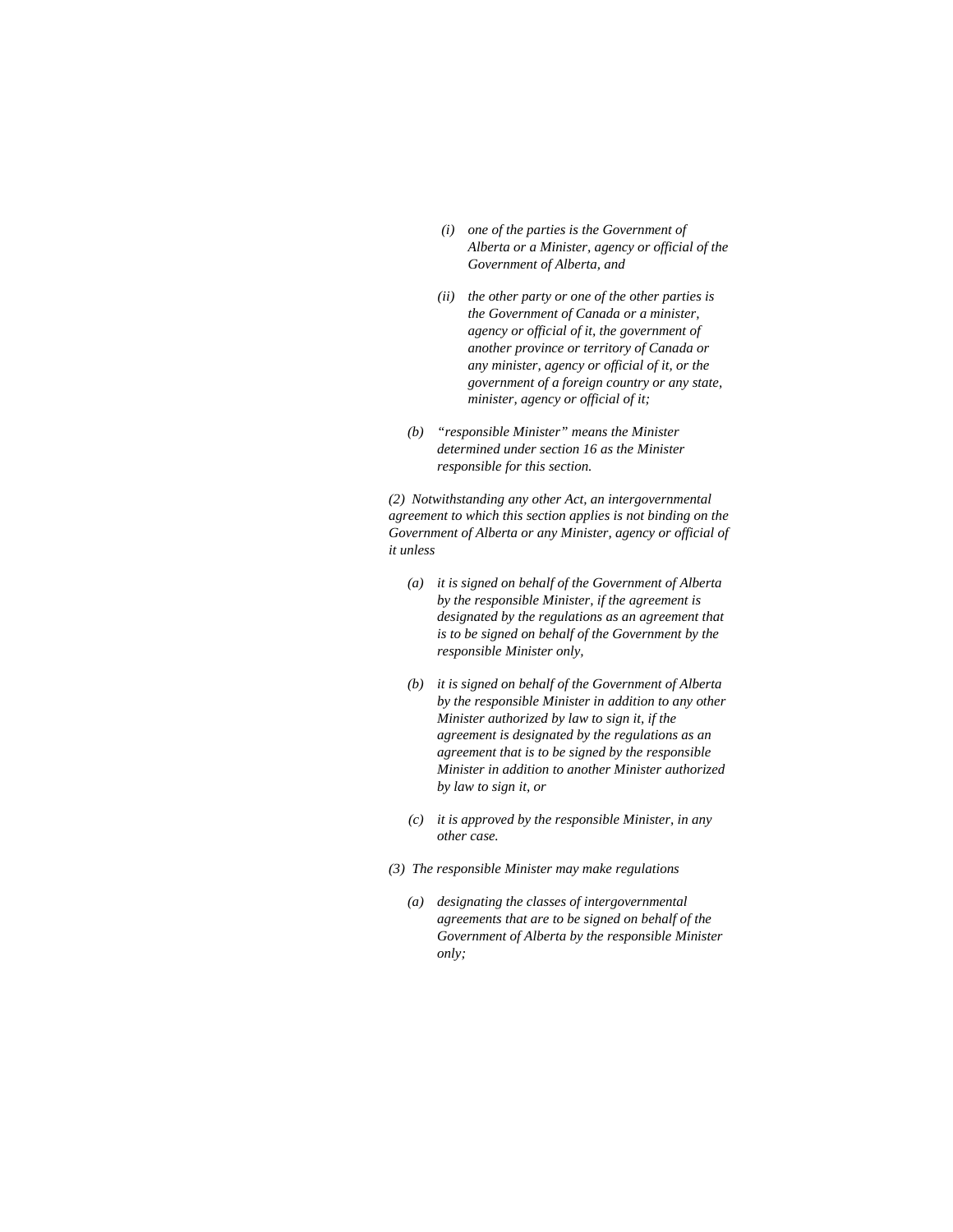*(i) one of the parties is the Government of Alberta or a Minister, agency or official of the Government of Alberta, and*

*(ii) the other party or one of the other parties is the Government of Canada or a minister, agency or official of it, the government of another province or territory of Canada or any minister, agency or official of it, or the government of a foreign country or any state, minister, agency or official of it;*

*(b) "responsible Minister" means the Minister determined under section 16 as the Minister responsible for this section.*

*(2) Notwithstanding any other Act, an intergovernmental agreement to which this section applies is not binding on the Government of Alberta or any Minister, agency or official of it unless*

*(a) it is signed on behalf of the Government of Alberta by the responsible Minister, if the agreement is designated by the regulations as an agreement that is to be signed on behalf of the Government by the responsible Minister only,*

*(b) it is signed on behalf of the Government of Alberta by the responsible Minister in addition to any other Minister authorized by law to sign it, if the agreement is designated by the regulations as an agreement that is to be signed by the responsible Minister in addition to another Minister authorized by law to sign it, or*

*(c) it is approved by the responsible Minister, in any other case.*

*(3) The responsible Minister may make regulations*

*(a) designating the classes of intergovernmental agreements that are to be signed on behalf of the Government of Alberta by the responsible Minister only;*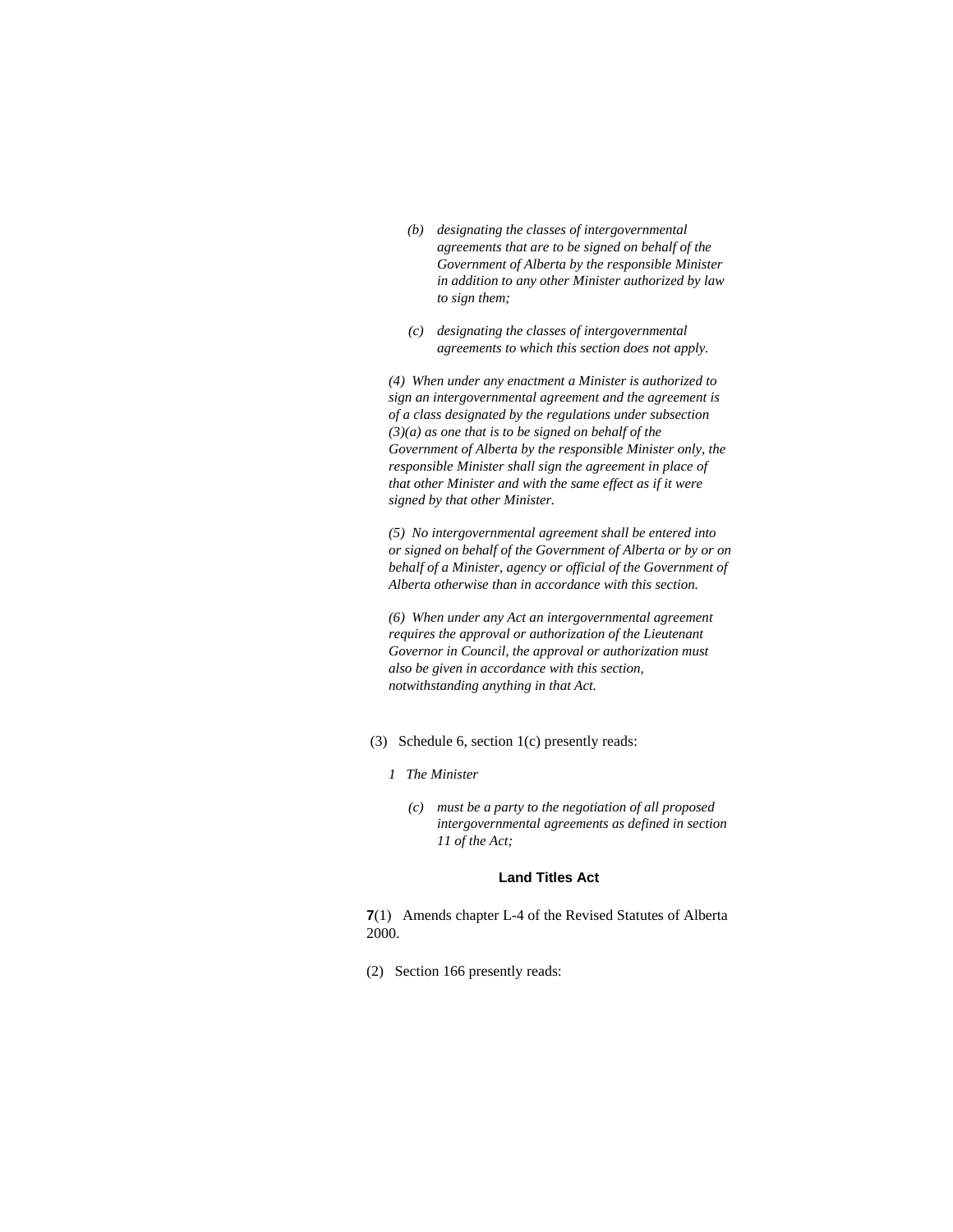*(b) designating the classes of intergovernmental agreements that are to be signed on behalf of the Government of Alberta by the responsible Minister in addition to any other Minister authorized by law to sign them;*

*(c) designating the classes of intergovernmental agreements to which this section does not apply.*

*(4) When under any enactment a Minister is authorized to sign an intergovernmental agreement and the agreement is of a class designated by the regulations under subsection (3)(a) as one that is to be signed on behalf of the Government of Alberta by the responsible Minister only, the responsible Minister shall sign the agreement in place of that other Minister and with the same effect as if it were signed by that other Minister.*

*(5) No intergovernmental agreement shall be entered into or signed on behalf of the Government of Alberta or by or on behalf of a Minister, agency or official of the Government of Alberta otherwise than in accordance with this section.*

*(6) When under any Act an intergovernmental agreement requires the approval or authorization of the Lieutenant Governor in Council, the approval or authorization must also be given in accordance with this section, notwithstanding anything in that Act.*

(3) Schedule 6, section 1(c) presently reads:

*1 The Minister*

*(c) must be a party to the negotiation of all proposed intergovernmental agreements as defined in section 11 of the Act;*

**Land Titles Act**

**7**(1) Amends chapter L-4 of the Revised Statutes of Alberta 2000.

(2) Section 166 presently reads: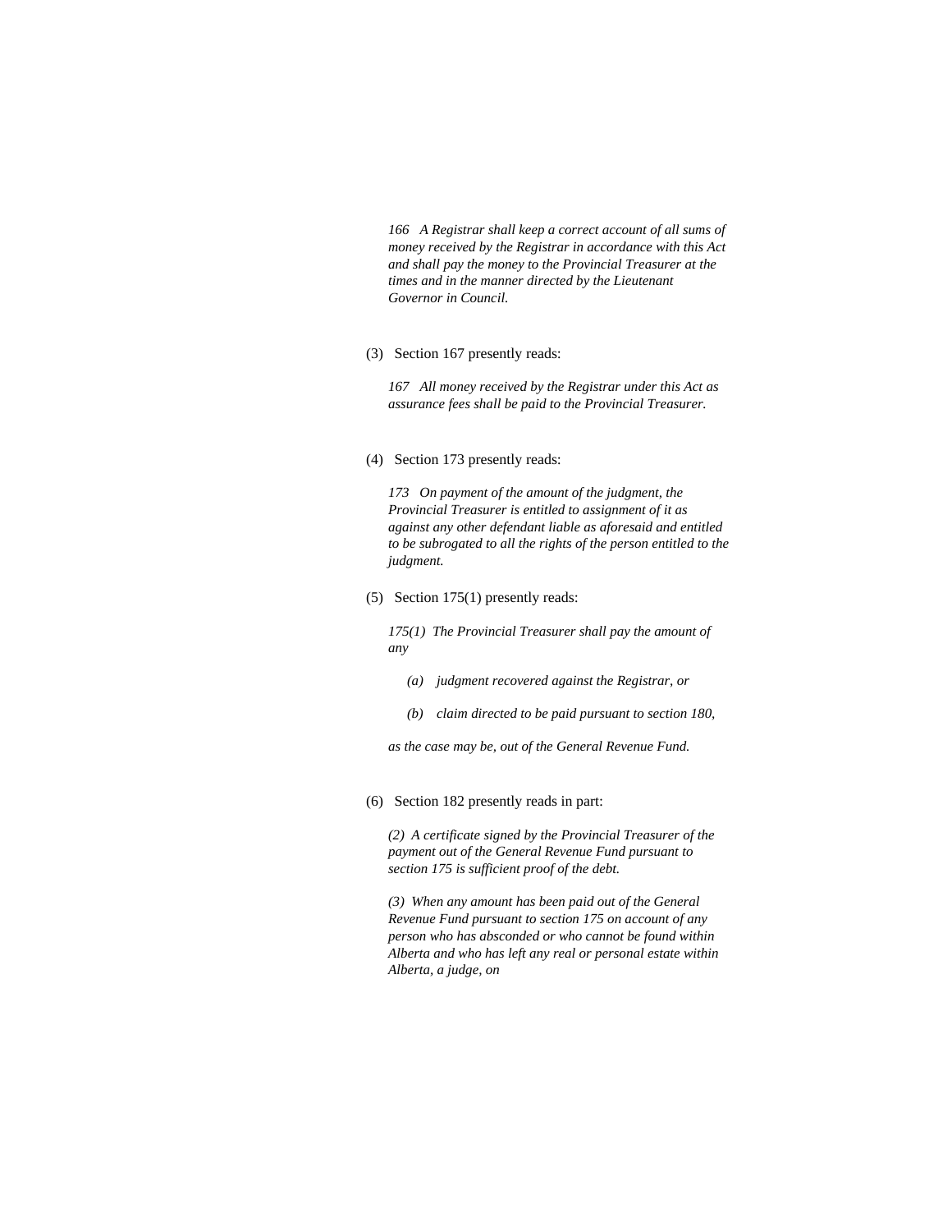*166 A Registrar shall keep a correct account of all sums of money received by the Registrar in accordance with this Act and shall pay the money to the Provincial Treasurer at the times and in the manner directed by the Lieutenant Governor in Council.*

(3) Section 167 presently reads:

*167 All money received by the Registrar under this Act as assurance fees shall be paid to the Provincial Treasurer.*

(4) Section 173 presently reads:

*173 On payment of the amount of the judgment, the Provincial Treasurer is entitled to assignment of it as against any other defendant liable as aforesaid and entitled to be subrogated to all the rights of the person entitled to the judgment.*

(5) Section 175(1) presently reads:

*175(1) The Provincial Treasurer shall pay the amount of any*

*(a) judgment recovered against the Registrar, or*

*(b) claim directed to be paid pursuant to section 180,*

*as the case may be, out of the General Revenue Fund.*

(6) Section 182 presently reads in part:

*(2) A certificate signed by the Provincial Treasurer of the payment out of the General Revenue Fund pursuant to section 175 is sufficient proof of the debt.*

*(3) When any amount has been paid out of the General Revenue Fund pursuant to section 175 on account of any person who has absconded or who cannot be found within Alberta and who has left any real or personal estate within Alberta, a judge, on*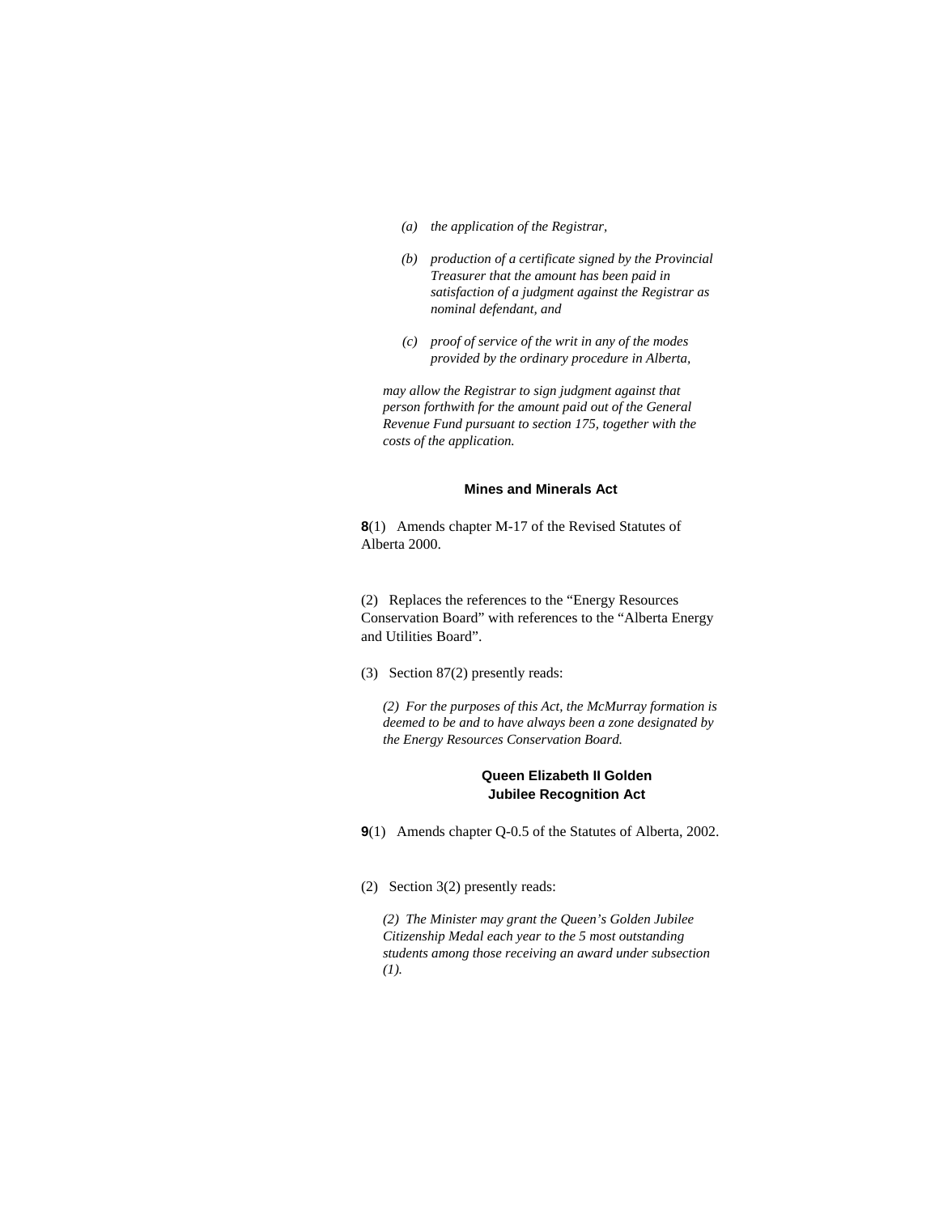*(a) the application of the Registrar,*

*(b) production of a certificate signed by the Provincial Treasurer that the amount has been paid in satisfaction of a judgment against the Registrar as nominal defendant, and*

*(c) proof of service of the writ in any of the modes provided by the ordinary procedure in Alberta,*

*may allow the Registrar to sign judgment against that person forthwith for the amount paid out of the General Revenue Fund pursuant to section 175, together with the costs of the application.*

### Mines and Minerals Act

**8**(1) Amends chapter M-17 of the Revised Statutes of Alberta 2000.

(2) Replaces the references to the "Energy Resources Conservation Board" with references to the "Alberta Energy and Utilities Board".

(3) Section 87(2) presently reads:

*(2) For the purposes of this Act, the McMurray formation is deemed to be and to have always been a zone designated by the Energy Resources Conservation Board.*

### Queen Elizabeth II Golden Jubilee Recognition Act

**9**(1) Amends chapter Q-0.5 of the Statutes of Alberta, 2002.

(2) Section 3(2) presently reads:

*(2) The Minister may grant the Queen's Golden Jubilee Citizenship Medal each year to the 5 most outstanding students among those receiving an award under subsection (1).*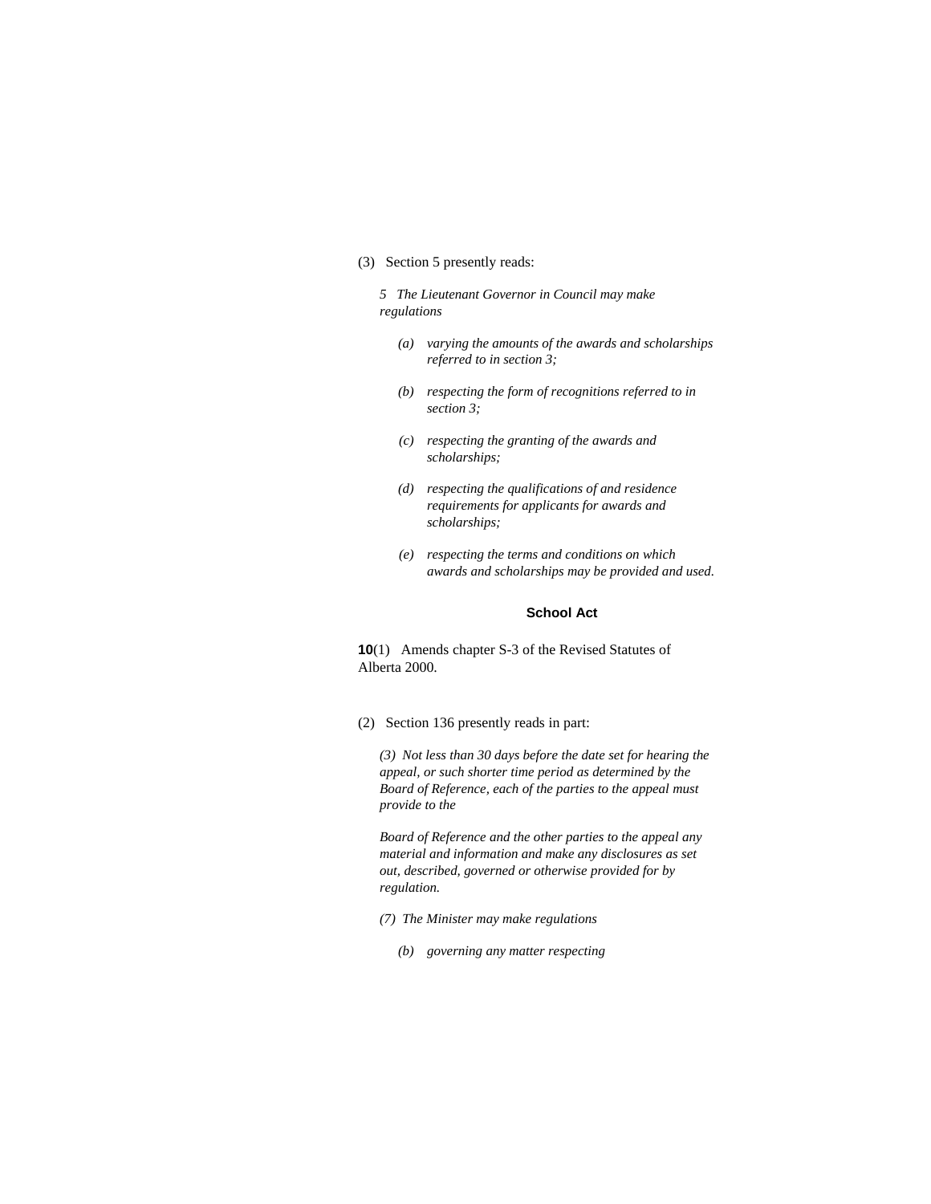(3) Section 5 presently reads:

*5 The Lieutenant Governor in Council may make regulations*

*(a) varying the amounts of the awards and scholarships referred to in section 3;*

*(b) respecting the form of recognitions referred to in section 3;*

*(c) respecting the granting of the awards and scholarships;*

*(d) respecting the qualifications of and residence requirements for applicants for awards and scholarships;*

*(e) respecting the terms and conditions on which awards and scholarships may be provided and used.*

### School Act

**10**(1) Amends chapter S-3 of the Revised Statutes of Alberta 2000.

(2) Section 136 presently reads in part:

*(3) Not less than 30 days before the date set for hearing the appeal, or such shorter time period as determined by the Board of Reference, each of the parties to the appeal must provide to the*

*Board of Reference and the other parties to the appeal any material and information and make any disclosures as set out, described, governed or otherwise provided for by regulation.*

*(7) The Minister may make regulations*

*(b) governing any matter respecting*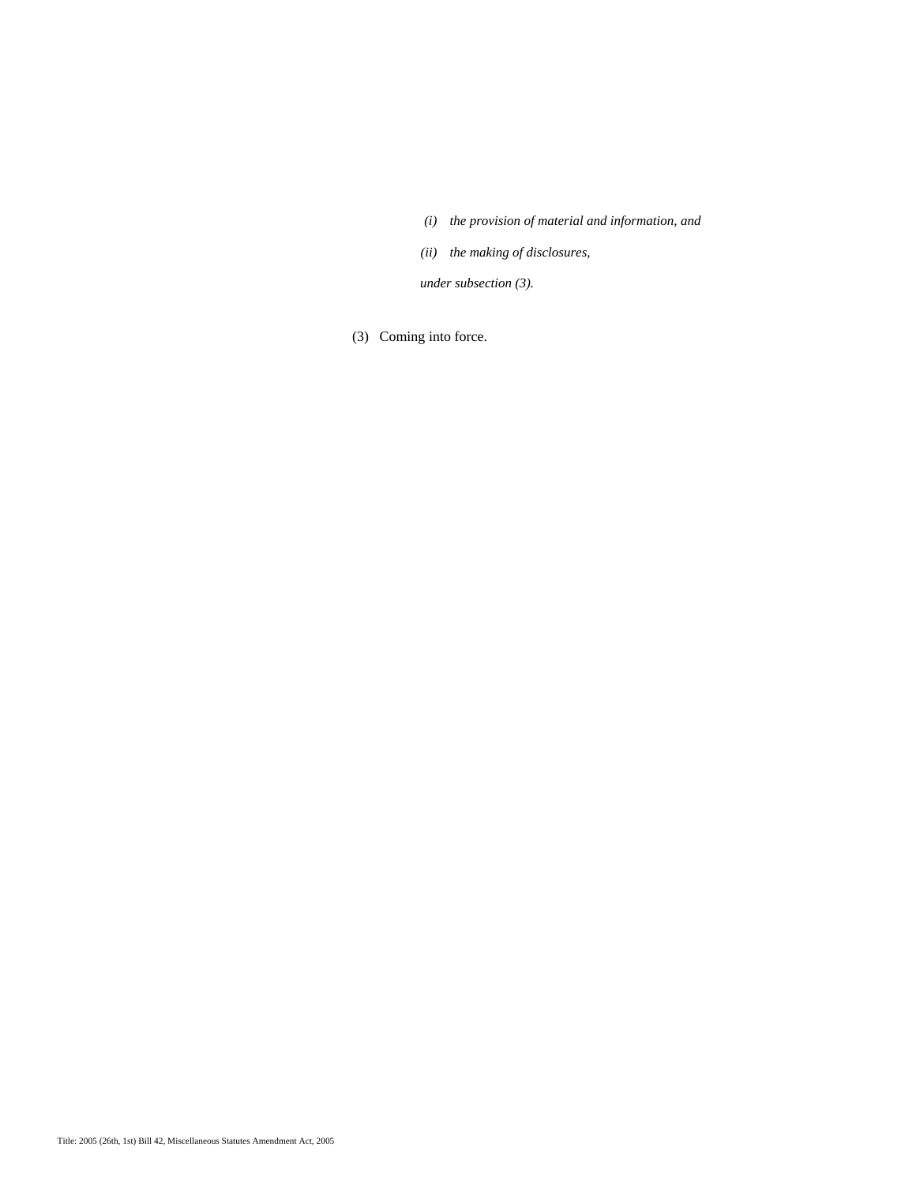*(i) the provision of material and information, and*

*(ii) the making of disclosures,*

*under subsection (3).*

(3) Coming into force.